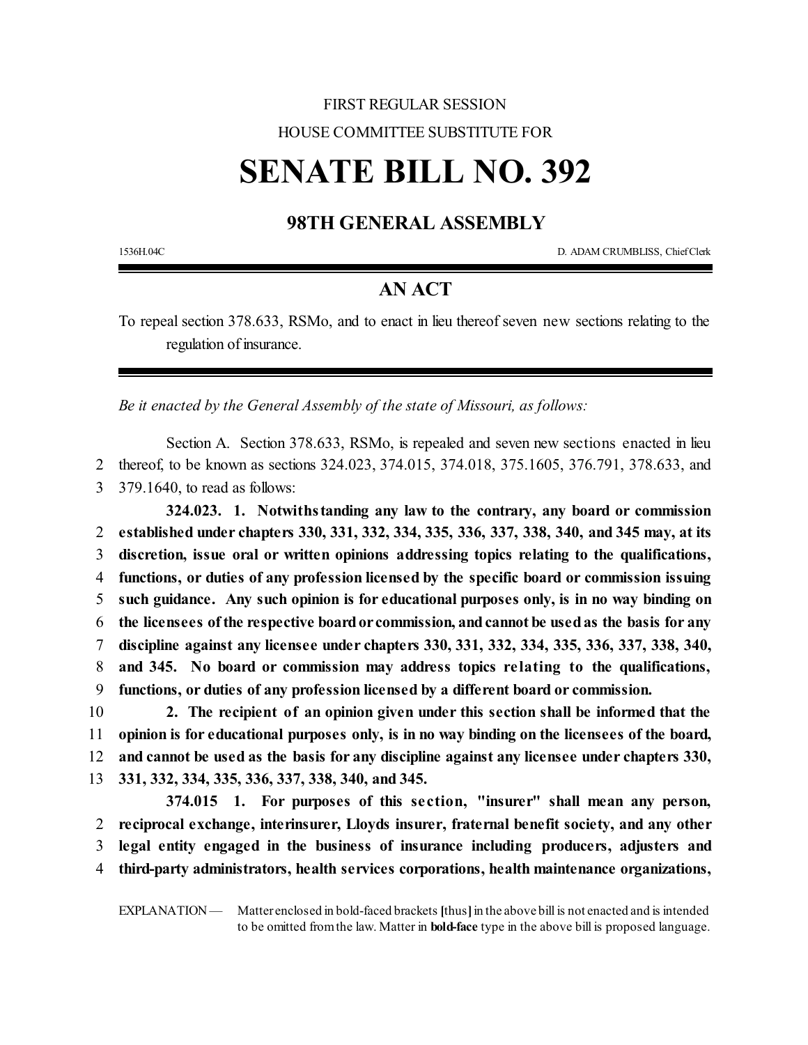FIRST REGULAR SESSION

HOUSE COMMITTEE SUBSTITUTE FOR

# SENATE BILL NO. 392

## 98TH GENERAL ASSEMBLY

1536H.04C D. ADAM CRUMBLISS, Chief Clerk

## AN ACT

To repeal section 378.633, RSMo, and to enact in lieu thereof seven new sections relating to the regulation of insurance.

*Be it enacted by the General Assembly of the state of Missouri, as follows:*

Section A. Section 378.633, RSMo, is repealed and seven new sections enacted in lieu thereof, to be known as sections 324.023, 374.015, 374.018, 375.1605, 376.791, 378.633, and 379.1640, to read as follows:

**324.023. 1. Notwithstanding any law to the contrary, any board or commission established under chapters 330, 331, 332, 334, 335, 336, 337, 338, 340, and 345 may, at its discretion, issue oral or written opinions addressing topics relating to the qualifications, functions, or duties of any profession licensed by the specific board or commission issuing such guidance. Any such opinion is for educational purposes only, is in no way binding on the licensees of the respective board or commission, and cannot be used as the basis for any discipline against any licensee under chapters 330, 331, 332, 334, 335, 336, 337, 338, 340, and 345. No board or commission may address topics relating to the qualifications, functions, or duties of any profession licensed by a different board or commission.**

**2. The recipient of an opinion given under this section shall be informed that the opinion is for educational purposes only, is in no way binding on the licensees of the board, and cannot be used as the basis for any discipline against any licensee under chapters 330, 331, 332, 334, 335, 336, 337, 338, 340, and 345.**

**374.015 1. For purposes of this section, "insurer" shall mean any person, reciprocal exchange, interinsurer, Lloyds insurer, fraternal benefit society, and any other legal entity engaged in the business of insurance including producers, adjusters and third-party administrators, health services corporations, health maintenance organizations,**

EXPLANATION — Matter enclosed in bold-faced brackets **[**thus**]** in the above bill is not enacted and is intended to be omitted from the law. Matter in **bold-face** type in the above bill is proposed language.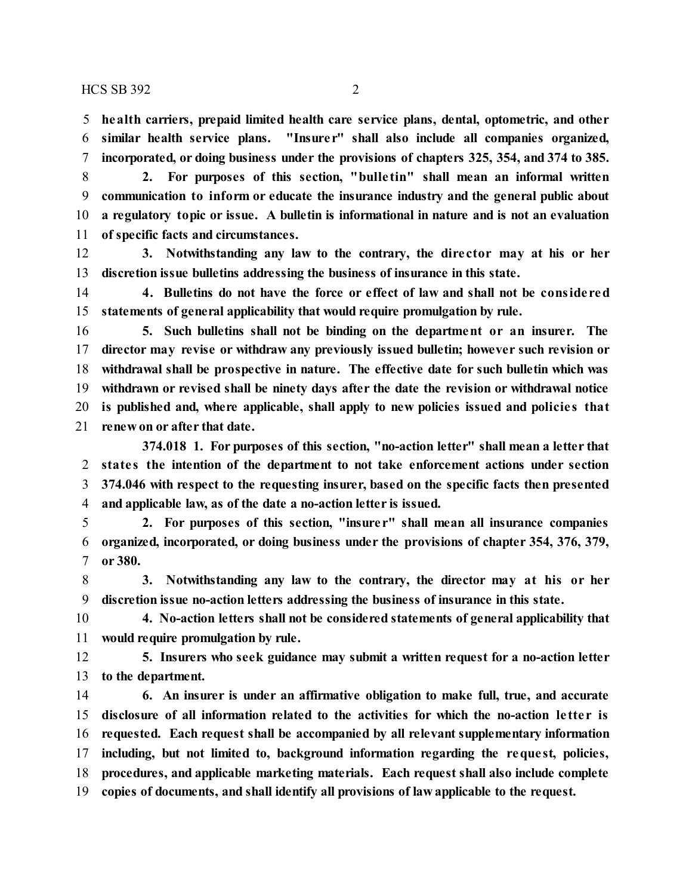**health carriers, prepaid limited health care service plans, dental, optometric, and other similar health service plans. "Insurer" shall also include all companies organized, incorporated, or doing business under the provisions of chapters 325, 354, and 374 to 385.**

**2. For purposes of this section, "bulletin" shall mean an informal written communication to inform or educate the insurance industry and the general public about a regulatory topic or issue. A bulletin is informational in nature and is not an evaluation of specific facts and circumstances.**

**3. Notwithstanding any law to the contrary, the director may at his or her discretion issue bulletins addressing the business of insurance in this state.**

**4. Bulletins do not have the force or effect of law and shall not be considered statements of general applicability that would require promulgation by rule.**

**5. Such bulletins shall not be binding on the department or an insurer. The director may revise or withdraw any previously issued bulletin; however such revision or withdrawal shall be prospective in nature. The effective date for such bulletin which was withdrawn or revised shall be ninety days after the date the revision or withdrawal notice is published and, where applicable, shall apply to new policies issued and policies that renew on or after that date.**

**374.018 1. For purposes of this section, "no-action letter" shall mean a letter that states the intention of the department to not take enforcement actions under section 374.046 with respect to the requesting insurer, based on the specific facts then presented and applicable law, as of the date a no-action letter is issued.**

**2. For purposes of this section, "insurer" shall mean all insurance companies organized, incorporated, or doing business under the provisions of chapter 354, 376, 379, or 380.**

**3. Notwithstanding any law to the contrary, the director may at his or her discretion issue no-action letters addressing the business of insurance in this state.**

**4. No-action letters shall not be considered statements of general applicability that would require promulgation by rule.**

**5. Insurers who seek guidance may submit a written request for a no-action letter to the department.**

**6. An insurer is under an affirmative obligation to make full, true, and accurate disclosure of all information related to the activities for which the no-action letter is requested. Each request shall be accompanied by all relevant supplementary information including, but not limited to, background information regarding the request, policies, procedures, and applicable marketing materials. Each request shall also include complete copies of documents, and shall identify all provisions of law applicable to the request.**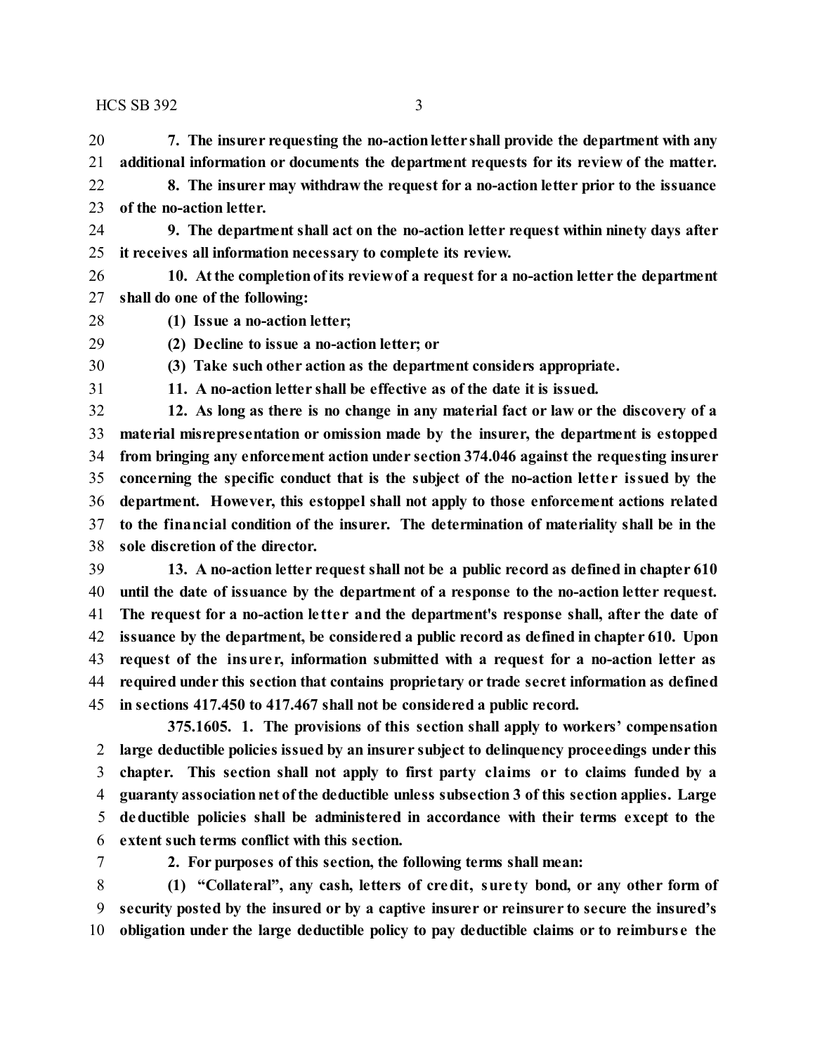**7. The insurer requesting the no-action letter shall provide the department with any additional information or documents the department requests for its review of the matter.**

**8. The insurer may withdraw the request for a no-action letter prior to the issuance of the no-action letter.**

**9. The department shall act on the no-action letter request within ninety days after it receives all information necessary to complete its review.**

**10. At the completion of its review of a request for a no-action letter the department shall do one of the following:**

**(1) Issue a no-action letter;**

**(2) Decline to issue a no-action letter; or**

**(3) Take such other action as the department considers appropriate.**

**11. A no-action letter shall be effective as of the date it is issued.**

**12. As long as there is no change in any material fact or law or the discovery of a material misrepresentation or omission made by the insurer, the department is estopped from bringing any enforcement action under section 374.046 against the requesting insurer concerning the specific conduct that is the subject of the no-action letter issued by the department. However, this estoppel shall not apply to those enforcement actions related to the financial condition of the insurer. The determination of materiality shall be in the sole discretion of the director.**

**13. A no-action letter request shall not be a public record as defined in chapter 610 until the date of issuance by the department of a response to the no-action letter request. The request for a no-action letter and the department's response shall, after the date of issuance by the department, be considered a public record as defined in chapter 610. Upon request of the insurer, information submitted with a request for a no-action letter as required under this section that contains proprietary or trade secret information as defined in sections 417.450 to 417.467 shall not be considered a public record.**

**375.1605. 1. The provisions of this section shall apply to workers' compensation large deductible policies issued by an insurer subject to delinquency proceedings under this chapter. This section shall not apply to first party claims or to claims funded by a guaranty association net of the deductible unless subsection 3 of this section applies. Large deductible policies shall be administered in accordance with their terms except to the extent such terms conflict with this section.**

**2. For purposes of this section, the following terms shall mean:**

**(1) "Collateral", any cash, letters of credit, surety bond, or any other form of security posted by the insured or by a captive insurer or reinsurer to secure the insured's obligation under the large deductible policy to pay deductible claims or to reimburse the**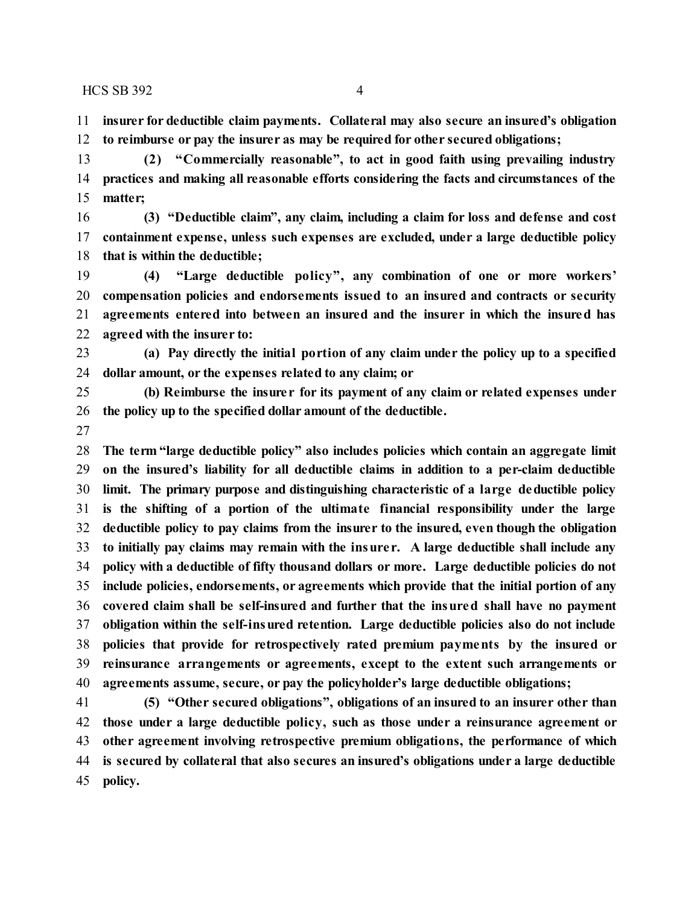**insurer for deductible claim payments. Collateral may also secure an insured's obligation to reimburse or pay the insurer as may be required for other secured obligations;**

**(2) "Commercially reasonable", to act in good faith using prevailing industry practices and making all reasonable efforts considering the facts and circumstances of the matter;**

**(3) "Deductible claim", any claim, including a claim for loss and defense and cost containment expense, unless such expenses are excluded, under a large deductible policy that is within the deductible;**

**(4) "Large deductible policy", any combination of one or more workers' compensation policies and endorsements issued to an insured and contracts or security agreements entered into between an insured and the insurer in which the insured has agreed with the insurer to:**

**(a) Pay directly the initial portion of any claim under the policy up to a specified dollar amount, or the expenses related to any claim; or**

**(b) Reimburse the insurer for its payment of any claim or related expenses under the policy up to the specified dollar amount of the deductible.**

**The term "large deductible policy" also includes policies which contain an aggregate limit on the insured's liability for all deductible claims in addition to a per-claim deductible limit. The primary purpose and distinguishing characteristic of a large deductible policy is the shifting of a portion of the ultimate financial responsibility under the large deductible policy to pay claims from the insurer to the insured, even though the obligation to initially pay claims may remain with the insurer. A large deductible shall include any policy with a deductible of fifty thousand dollars or more. Large deductible policies do not include policies, endorsements, or agreements which provide that the initial portion of any covered claim shall be self-insured and further that the insured shall have no payment obligation within the self-insured retention. Large deductible policies also do not include policies that provide for retrospectively rated premium payments by the insured or reinsurance arrangements or agreements, except to the extent such arrangements or agreements assume, secure, or pay the policyholder's large deductible obligations;**

**(5) "Other secured obligations", obligations of an insured to an insurer other than those under a large deductible policy, such as those under a reinsurance agreement or other agreement involving retrospective premium obligations, the performance of which is secured by collateral that also secures an insured's obligations under a large deductible policy.**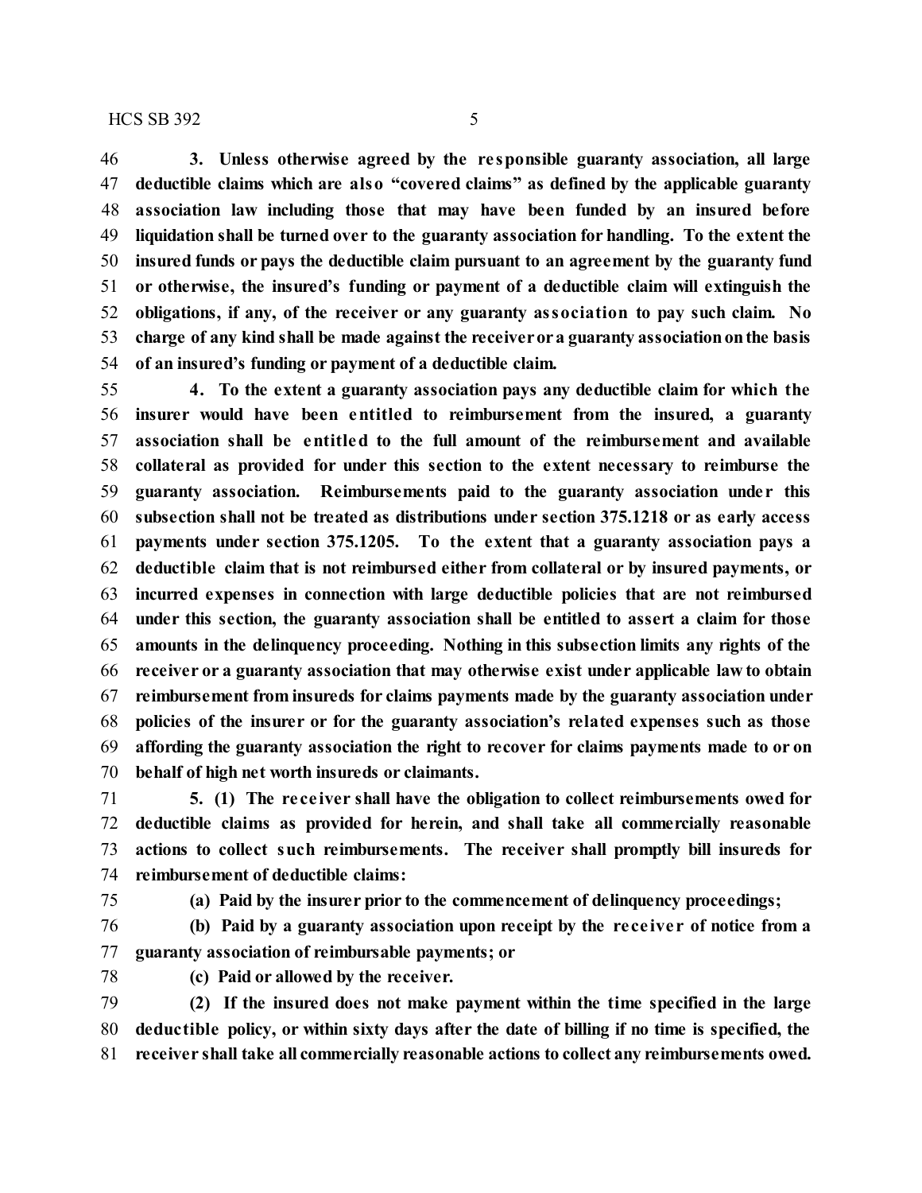**3. Unless otherwise agreed by the responsible guaranty association, all large deductible claims which are also "covered claims" as defined by the applicable guaranty association law including those that may have been funded by an insured before liquidation shall be turned over to the guaranty association for handling. To the extent the insured funds or pays the deductible claim pursuant to an agreement by the guaranty fund or otherwise, the insured's funding or payment of a deductible claim will extinguish the obligations, if any, of the receiver or any guaranty association to pay such claim. No charge of any kind shall be made against the receiver or a guaranty association on the basis of an insured's funding or payment of a deductible claim.**

**4. To the extent a guaranty association pays any deductible claim for which the insurer would have been entitled to reimbursement from the insured, a guaranty association shall be entitled to the full amount of the reimbursement and available collateral as provided for under this section to the extent necessary to reimburse the guaranty association. Reimbursements paid to the guaranty association under this subsection shall not be treated as distributions under section 375.1218 or as early access payments under section 375.1205. To the extent that a guaranty association pays a deductible claim that is not reimbursed either from collateral or by insured payments, or incurred expenses in connection with large deductible policies that are not reimbursed under this section, the guaranty association shall be entitled to assert a claim for those amounts in the delinquency proceeding. Nothing in this subsection limits any rights of the receiver or a guaranty association that may otherwise exist under applicable law to obtain reimbursement from insureds for claims payments made by the guaranty association under policies of the insurer or for the guaranty association's related expenses such as those affording the guaranty association the right to recover for claims payments made to or on behalf of high net worth insureds or claimants.**

**5. (1) The receiver shall have the obligation to collect reimbursements owed for deductible claims as provided for herein, and shall take all commercially reasonable actions to collect such reimbursements. The receiver shall promptly bill insureds for reimbursement of deductible claims:**

**(a) Paid by the insurer prior to the commencement of delinquency proceedings;**

**(b) Paid by a guaranty association upon receipt by the receiver of notice from a guaranty association of reimbursable payments; or**

**(c) Paid or allowed by the receiver.**

**(2) If the insured does not make payment within the time specified in the large deductible policy, or within sixty days after the date of billing if no time is specified, the receiver shall take all commercially reasonable actions to collect any reimbursements owed.**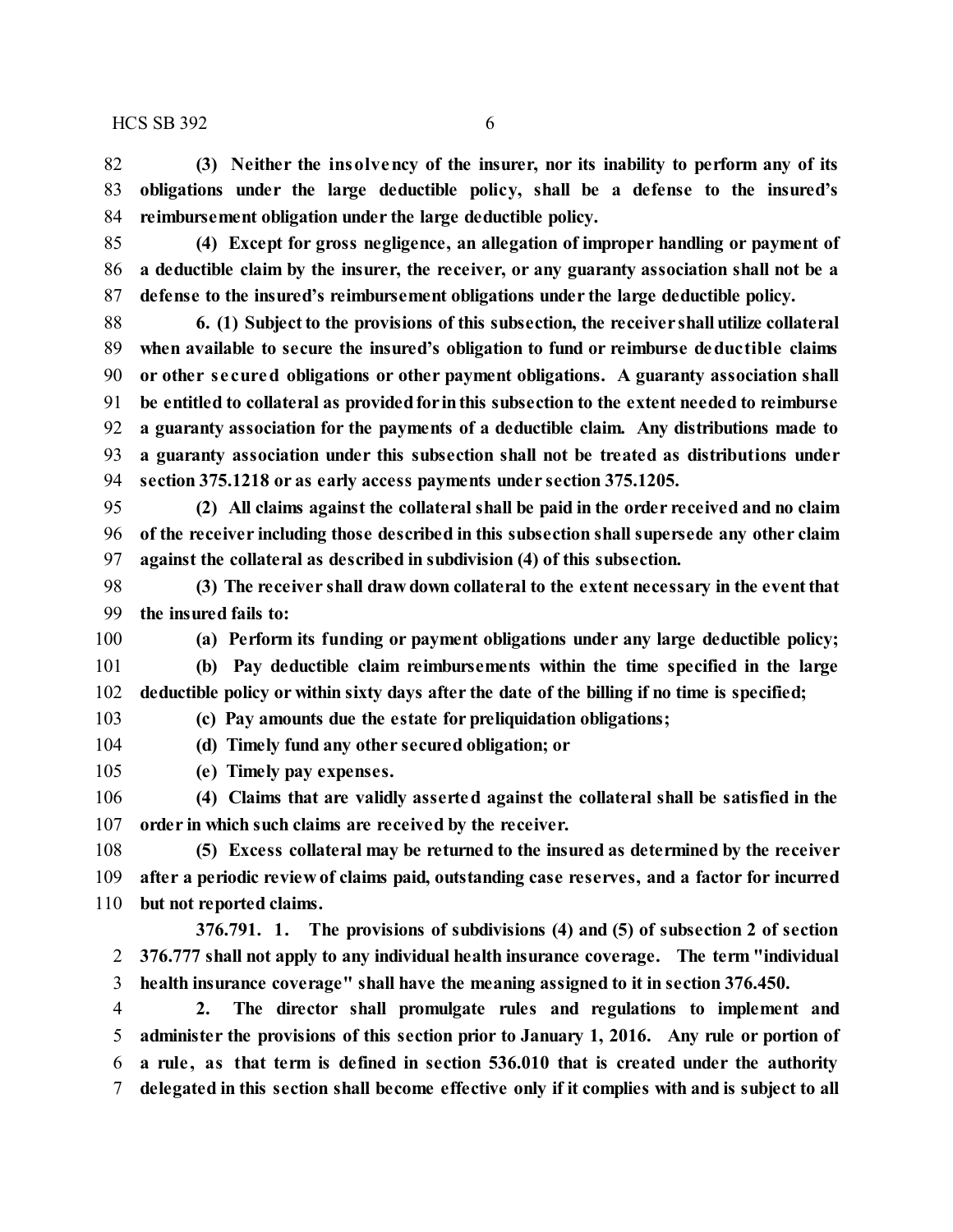**(3) Neither the insolvency of the insurer, nor its inability to perform any of its obligations under the large deductible policy, shall be a defense to the insured's reimbursement obligation under the large deductible policy.**

**(4) Except for gross negligence, an allegation of improper handling or payment of a deductible claim by the insurer, the receiver, or any guaranty association shall not be a defense to the insured's reimbursement obligations under the large deductible policy.**

**6. (1) Subject to the provisions of this subsection, the receiver shall utilize collateral when available to secure the insured's obligation to fund or reimburse deductible claims or other secured obligations or other payment obligations. A guaranty association shall be entitled to collateral as provided for in this subsection to the extent needed to reimburse a guaranty association for the payments of a deductible claim. Any distributions made to a guaranty association under this subsection shall not be treated as distributions under section 375.1218 or as early access payments under section 375.1205.**

**(2) All claims against the collateral shall be paid in the order received and no claim of the receiver including those described in this subsection shall supersede any other claim against the collateral as described in subdivision (4) of this subsection.**

**(3) The receiver shall draw down collateral to the extent necessary in the event that the insured fails to:**

**(a) Perform its funding or payment obligations under any large deductible policy;**

**(b) Pay deductible claim reimbursements within the time specified in the large deductible policy or within sixty days after the date of the billing if no time is specified;**

**(c) Pay amounts due the estate for preliquidation obligations;**

**(d) Timely fund any other secured obligation; or**

**(e) Timely pay expenses.**

**(4) Claims that are validly asserted against the collateral shall be satisfied in the order in which such claims are received by the receiver.**

**(5) Excess collateral may be returned to the insured as determined by the receiver after a periodic review of claims paid, outstanding case reserves, and a factor for incurred but not reported claims.**

**376.791. 1. The provisions of subdivisions (4) and (5) of subsection 2 of section 376.777 shall not apply to any individual health insurance coverage. The term "individual health insurance coverage" shall have the meaning assigned to it in section 376.450.**

**2. The director shall promulgate rules and regulations to implement and administer the provisions of this section prior to January 1, 2016. Any rule or portion of a rule, as that term is defined in section 536.010 that is created under the authority delegated in this section shall become effective only if it complies with and is subject to all**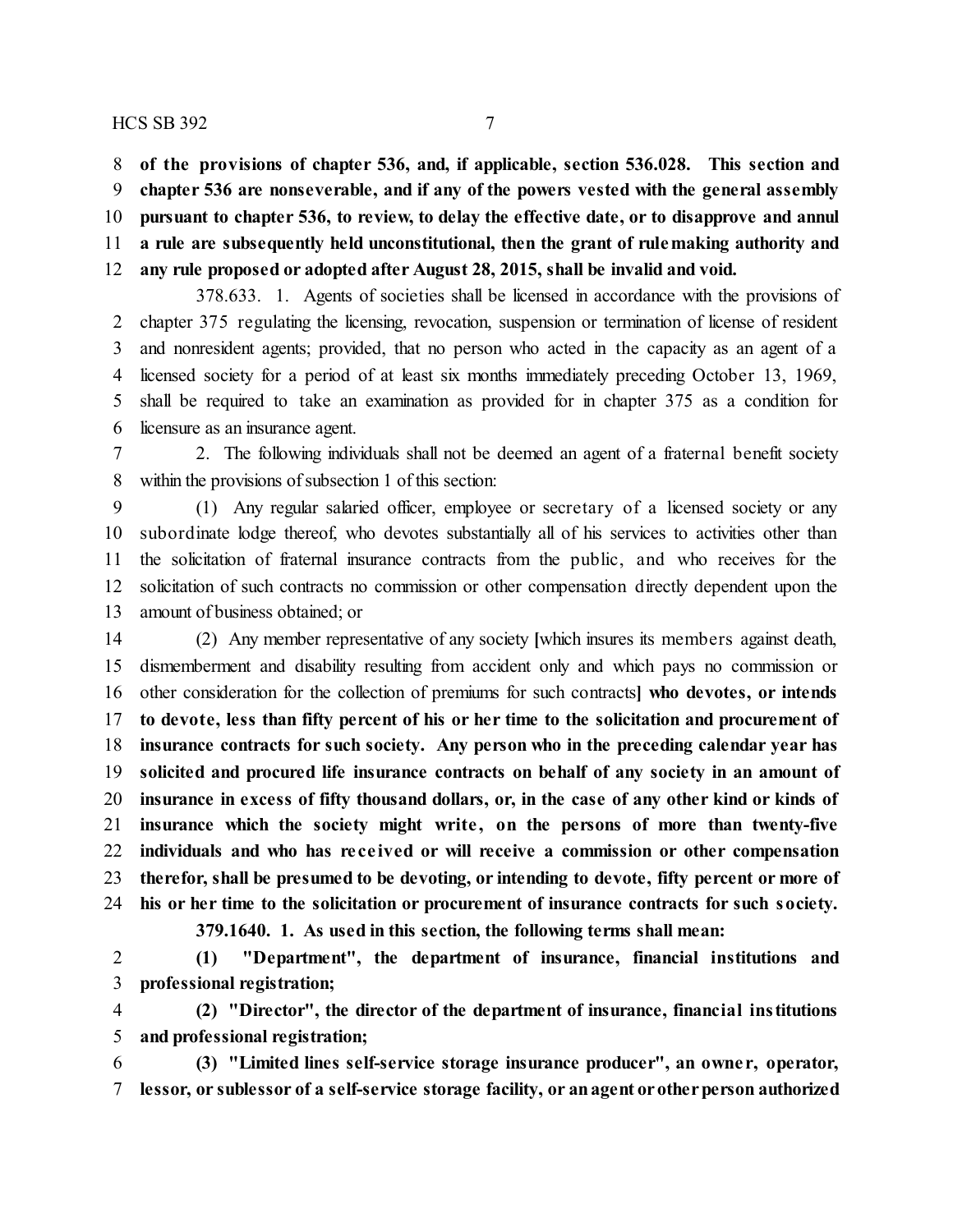**of the provisions of chapter 536, and, if applicable, section 536.028. This section and chapter 536 are nonseverable, and if any of the powers vested with the general assembly pursuant to chapter 536, to review, to delay the effective date, or to disapprove and annul a rule are subsequently held unconstitutional, then the grant of rulemaking authority and any rule proposed or adopted after August 28, 2015, shall be invalid and void.**

378.633. 1. Agents of societies shall be licensed in accordance with the provisions of chapter 375 regulating the licensing, revocation, suspension or termination of license of resident and nonresident agents; provided, that no person who acted in the capacity as an agent of a licensed society for a period of at least six months immediately preceding October 13, 1969, shall be required to take an examination as provided for in chapter 375 as a condition for licensure as an insurance agent.

2. The following individuals shall not be deemed an agent of a fraternal benefit society within the provisions of subsection 1 of this section:

(1) Any regular salaried officer, employee or secretary of a licensed society or any subordinate lodge thereof, who devotes substantially all of his services to activities other than the solicitation of fraternal insurance contracts from the public, and who receives for the solicitation of such contracts no commission or other compensation directly dependent upon the amount of business obtained; or

(2) Any member representative of any society [which insures its members against death, dismemberment and disability resulting from accident only and which pays no commission or other consideration for the collection of premiums for such contracts] **who devotes, or intends to devote, less than fifty percent of his or her time to the solicitation and procurement of insurance contracts for such society. Any person who in the preceding calendar year has solicited and procured life insurance contracts on behalf of any society in an amount of insurance in excess of fifty thousand dollars, or, in the case of any other kind or kinds of insurance which the society might write, on the persons of more than twenty-five individuals and who has received or will receive a commission or other compensation therefor, shall be presumed to be devoting, or intending to devote, fifty percent or more of his or her time to the solicitation or procurement of insurance contracts for such society.**

**379.1640. 1. As used in this section, the following terms shall mean:**

**(1) "Department", the department of insurance, financial institutions and professional registration;**

**(2) "Director", the director of the department of insurance, financial institutions and professional registration;**

**(3) "Limited lines self-service storage insurance producer", an owner, operator, lessor, or sublessor of a self-service storage facility, or an agent or other person authorized**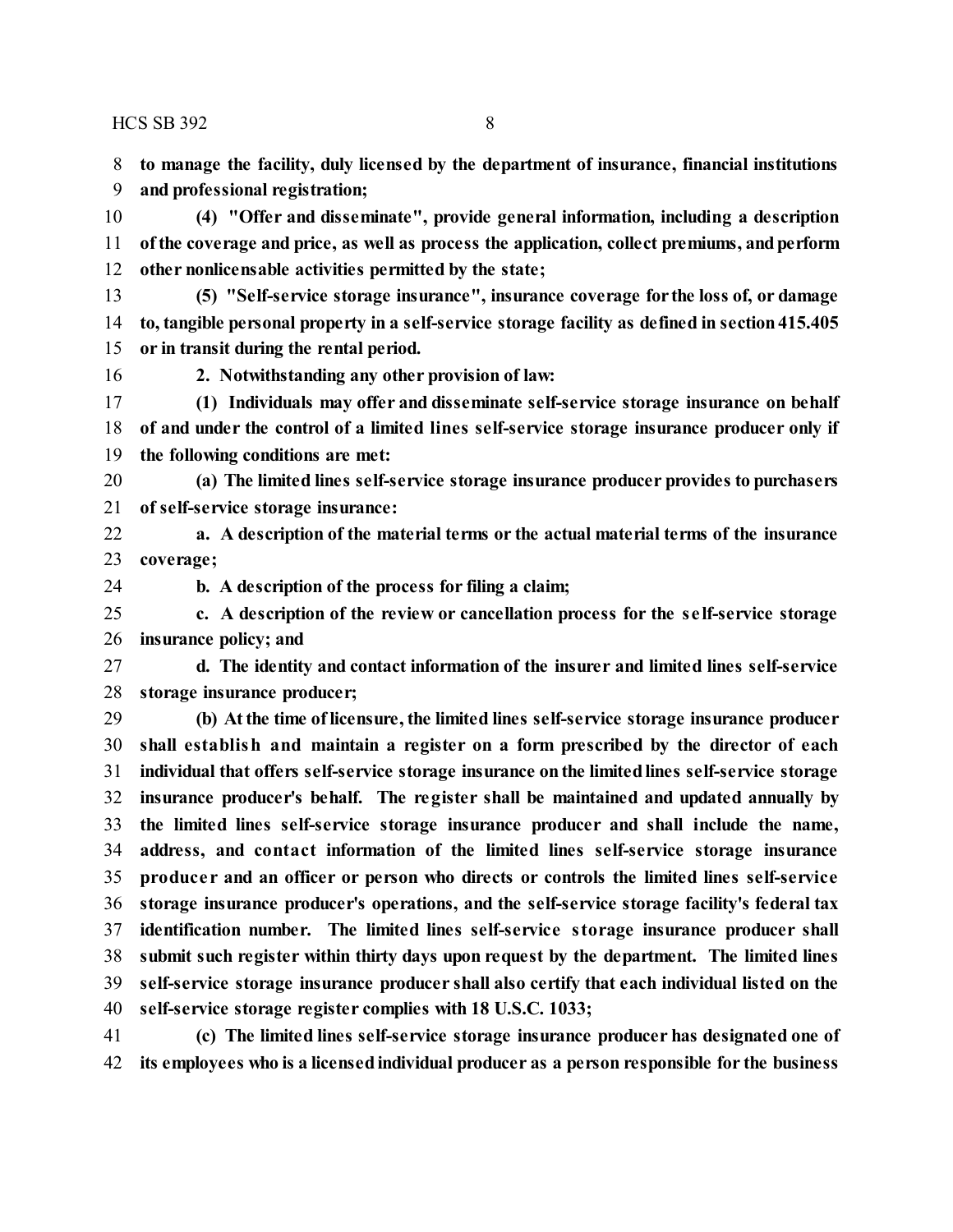**to manage the facility, duly licensed by the department of insurance, financial institutions and professional registration;**

**(4) "Offer and disseminate", provide general information, including a description of the coverage and price, as well as process the application, collect premiums, and perform other nonlicensable activities permitted by the state;**

**(5) "Self-service storage insurance", insurance coverage for the loss of, or damage to, tangible personal property in a self-service storage facility as defined in section 415.405 or in transit during the rental period.**

**2. Notwithstanding any other provision of law:**

**(1) Individuals may offer and disseminate self-service storage insurance on behalf of and under the control of a limited lines self-service storage insurance producer only if the following conditions are met:**

**(a) The limited lines self-service storage insurance producer provides to purchasers of self-service storage insurance:**

**a. A description of the material terms or the actual material terms of the insurance coverage;**

**b. A description of the process for filing a claim;**

**c. A description of the review or cancellation process for the self-service storage insurance policy; and**

**d. The identity and contact information of the insurer and limited lines self-service storage insurance producer;**

**(b) At the time of licensure, the limited lines self-service storage insurance producer shall establish and maintain a register on a form prescribed by the director of each individual that offers self-service storage insurance on the limited lines self-service storage insurance producer's behalf. The register shall be maintained and updated annually by the limited lines self-service storage insurance producer and shall include the name, address, and contact information of the limited lines self-service storage insurance producer and an officer or person who directs or controls the limited lines self-service storage insurance producer's operations, and the self-service storage facility's federal tax identification number. The limited lines self-service storage insurance producer shall submit such register within thirty days upon request by the department. The limited lines self-service storage insurance producer shall also certify that each individual listed on the self-service storage register complies with 18 U.S.C. 1033;**

**(c) The limited lines self-service storage insurance producer has designated one of its employees who is a licensed individual producer as a person responsible for the business**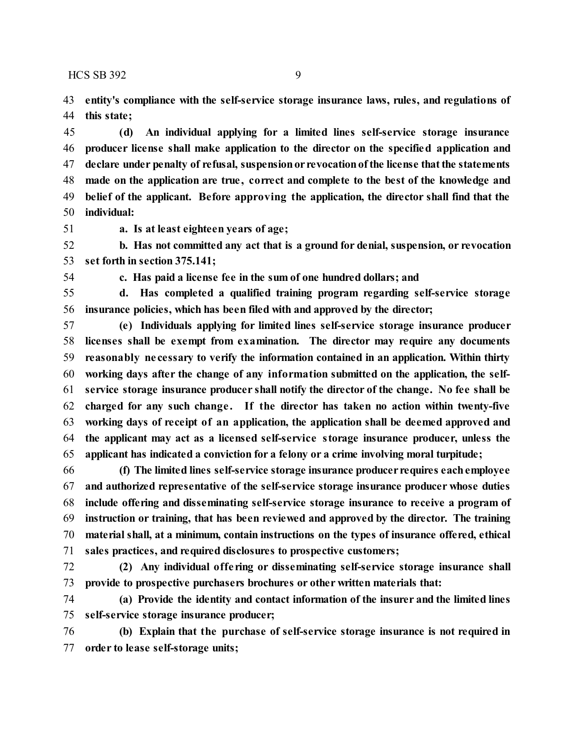**entity's compliance with the self-service storage insurance laws, rules, and regulations of this state;**

**(d) An individual applying for a limited lines self-service storage insurance producer license shall make application to the director on the specified application and declare under penalty of refusal, suspension or revocation of the license that the statements made on the application are true, correct and complete to the best of the knowledge and belief of the applicant. Before approving the application, the director shall find that the individual:**

**a. Is at least eighteen years of age;**

**b. Has not committed any act that is a ground for denial, suspension, or revocation set forth in section 375.141;**

**c. Has paid a license fee in the sum of one hundred dollars; and**

**d. Has completed a qualified training program regarding self-service storage insurance policies, which has been filed with and approved by the director;**

**(e) Individuals applying for limited lines self-service storage insurance producer licenses shall be exempt from examination. The director may require any documents reasonably necessary to verify the information contained in an application. Within thirty working days after the change of any information submitted on the application, the self-service storage insurance producer shall notify the director of the change. No fee shall be charged for any such change. If the director has taken no action within twenty-five working days of receipt of an application, the application shall be deemed approved and the applicant may act as a licensed self-service storage insurance producer, unless the applicant has indicated a conviction for a felony or a crime involving moral turpitude;**

**(f) The limited lines self-service storage insurance producer requires each employee and authorized representative of the self-service storage insurance producer whose duties include offering and disseminating self-service storage insurance to receive a program of instruction or training, that has been reviewed and approved by the director. The training material shall, at a minimum, contain instructions on the types of insurance offered, ethical sales practices, and required disclosures to prospective customers;**

**(2) Any individual offering or disseminating self-service storage insurance shall provide to prospective purchasers brochures or other written materials that:**

**(a) Provide the identity and contact information of the insurer and the limited lines self-service storage insurance producer;**

**(b) Explain that the purchase of self-service storage insurance is not required in order to lease self-storage units;**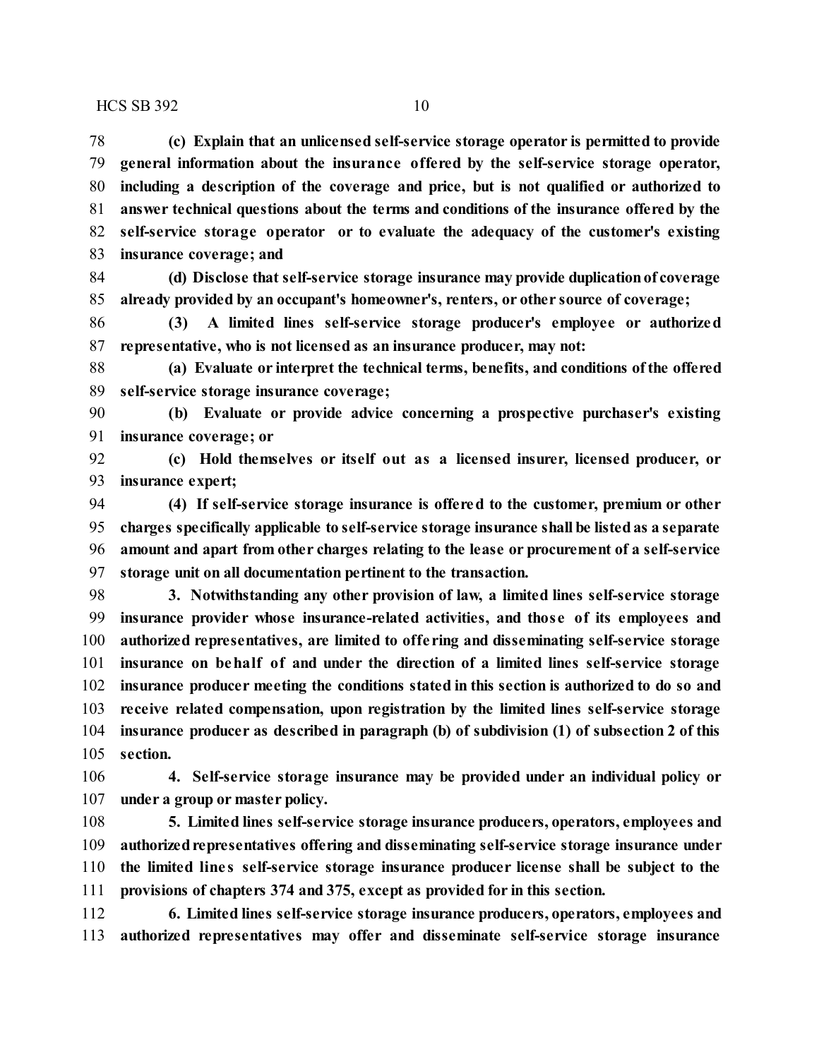**(c) Explain that an unlicensed self-service storage operator is permitted to provide general information about the insurance offered by the self-service storage operator, including a description of the coverage and price, but is not qualified or authorized to answer technical questions about the terms and conditions of the insurance offered by the self-service storage operator or to evaluate the adequacy of the customer's existing insurance coverage; and**

**(d) Disclose that self-service storage insurance may provide duplication of coverage already provided by an occupant's homeowner's, renters, or other source of coverage;**

**(3) A limited lines self-service storage producer's employee or authorized representative, who is not licensed as an insurance producer, may not:**

**(a) Evaluate or interpret the technical terms, benefits, and conditions of the offered self-service storage insurance coverage;**

**(b) Evaluate or provide advice concerning a prospective purchaser's existing insurance coverage; or**

**(c) Hold themselves or itself out as a licensed insurer, licensed producer, or insurance expert;**

**(4) If self-service storage insurance is offered to the customer, premium or other charges specifically applicable to self-service storage insurance shall be listed as a separate amount and apart from other charges relating to the lease or procurement of a self-service storage unit on all documentation pertinent to the transaction.**

**3. Notwithstanding any other provision of law, a limited lines self-service storage insurance provider whose insurance-related activities, and those of its employees and authorized representatives, are limited to offering and disseminating self-service storage insurance on behalf of and under the direction of a limited lines self-service storage insurance producer meeting the conditions stated in this section is authorized to do so and receive related compensation, upon registration by the limited lines self-service storage insurance producer as described in paragraph (b) of subdivision (1) of subsection 2 of this section.**

**4. Self-service storage insurance may be provided under an individual policy or under a group or master policy.**

**5. Limited lines self-service storage insurance producers, operators, employees and authorized representatives offering and disseminating self-service storage insurance under the limited lines self-service storage insurance producer license shall be subject to the provisions of chapters 374 and 375, except as provided for in this section.**

**6. Limited lines self-service storage insurance producers, operators, employees and authorized representatives may offer and disseminate self-service storage insurance**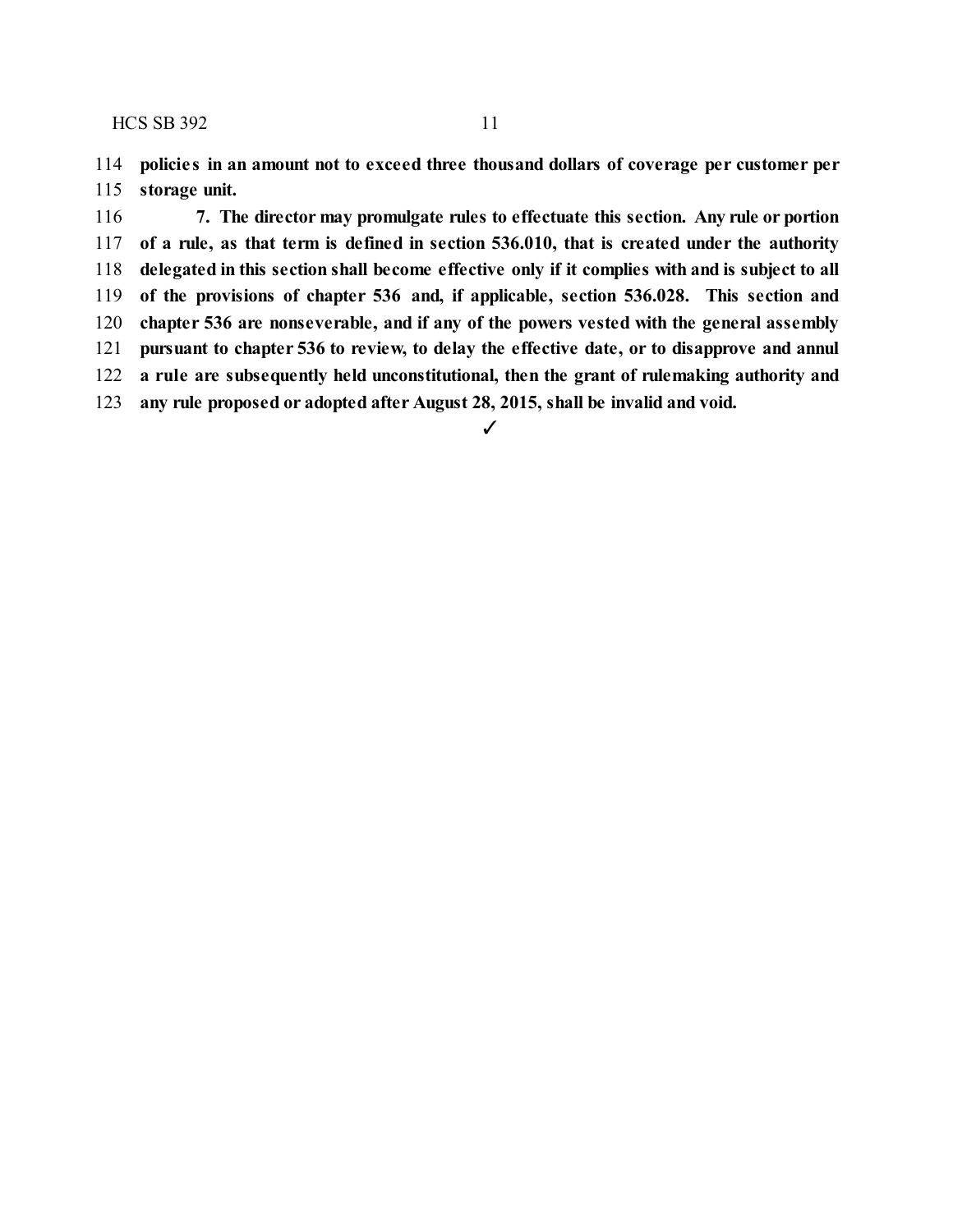**policies in an amount not to exceed three thousand dollars of coverage per customer per storage unit.**

**7. The director may promulgate rules to effectuate this section. Any rule or portion of a rule, as that term is defined in section 536.010, that is created under the authority delegated in this section shall become effective only if it complies with and is subject to all of the provisions of chapter 536 and, if applicable, section 536.028. This section and chapter 536 are nonseverable, and if any of the powers vested with the general assembly pursuant to chapter 536 to review, to delay the effective date, or to disapprove and annul a rule are subsequently held unconstitutional, then the grant of rulemaking authority and any rule proposed or adopted after August 28, 2015, shall be invalid and void.**

✓